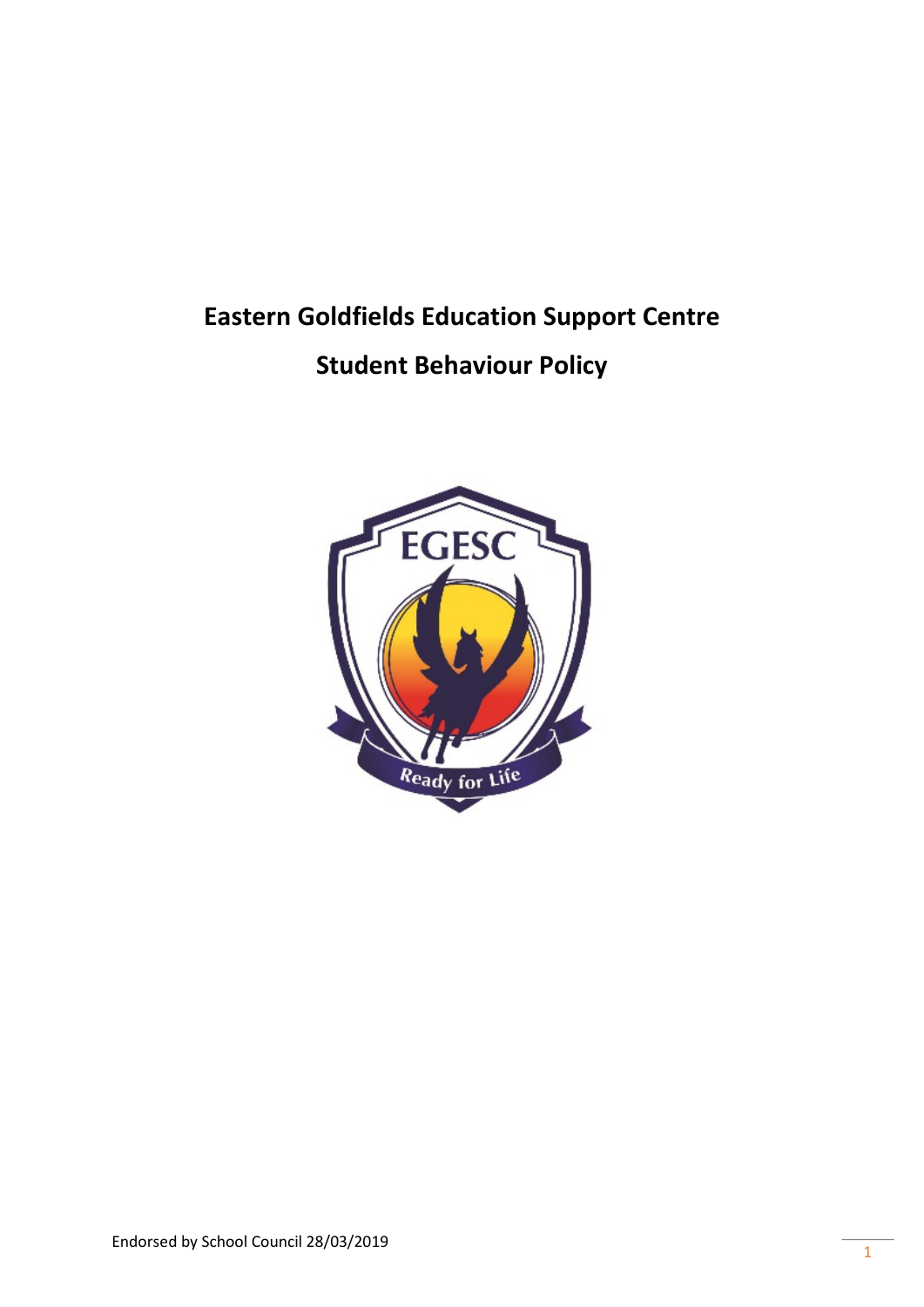# Eastern Goldfields Education Support Centre

# Student Behaviour Policy

Endorsed by School Council 28/03/2019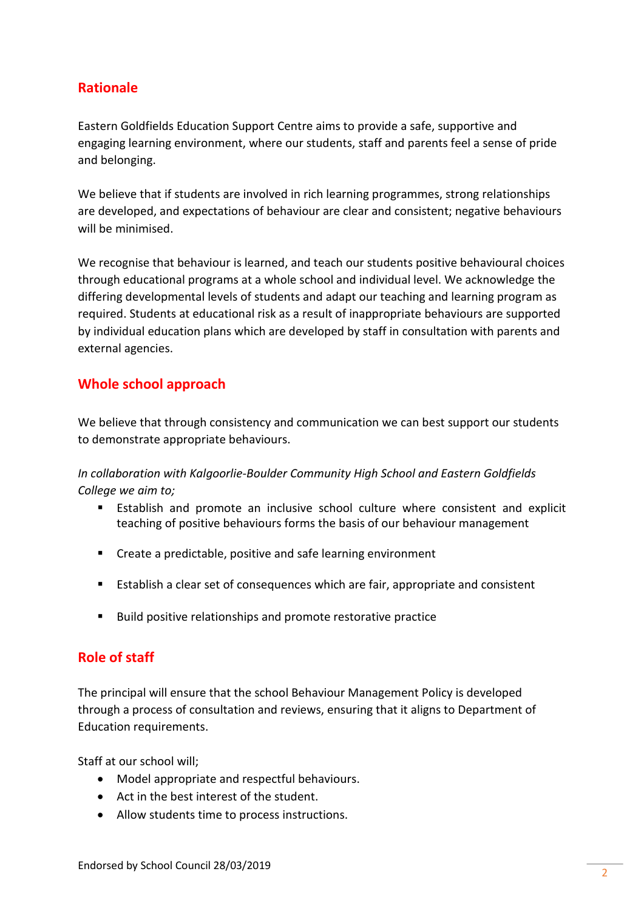## Rationale

Eastern Goldfields Education Support Centre aims to provide a safe, supportive and engaging learning environment, where our students, staff and parents feel a sense of pride and belonging.

We believe that if students are involved in rich learning programmes, strong relationships are developed, and expectations of behaviour are clear and consistent; negative behaviours will be minimised.

We recognise that behaviour is learned, and teach our students positive behavioural choices through educational programs at a whole school and individual level. We acknowledge the differing developmental levels of students and adapt our teaching and learning program as required. Students at educational risk as a result of inappropriate behaviours are supported by individual education plans which are developed by staff in consultation with parents and external agencies.

## Whole school approach

We believe that through consistency and communication we can best support our students to demonstrate appropriate behaviours.

*In collaboration with Kalgoorlie-Boulder Community High School and Eastern Goldfields College we aim to;*

- Establish and promote an inclusive school culture where consistent and explicit teaching of positive behaviours forms the basis of our behaviour management
- Create a predictable, positive and safe learning environment
- Establish a clear set of consequences which are fair, appropriate and consistent
- Build positive relationships and promote restorative practice

## Role of staff

The principal will ensure that the school Behaviour Management Policy is developed through a process of consultation and reviews, ensuring that it aligns to Department of Education requirements.

Staff at our school will;

- Model appropriate and respectful behaviours.
- Act in the best interest of the student.
- Allow students time to process instructions.

Endorsed by School Council 28/03/2019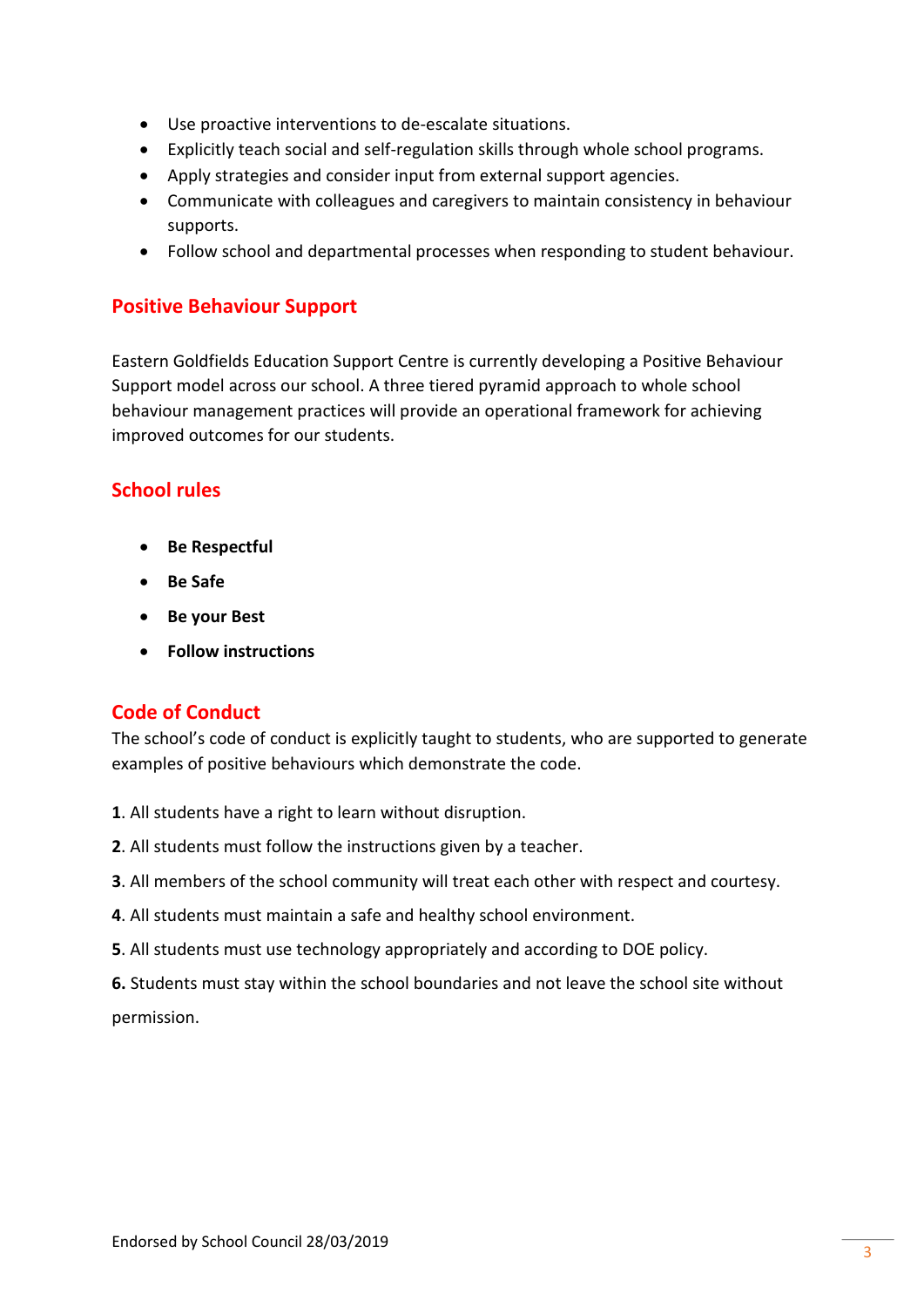- Use proactive interventions to de-escalate situations.
- Explicitly teach social and self-regulation skills through whole school programs.
- Apply strategies and consider input from external support agencies.
- Communicate with colleagues and caregivers to maintain consistency in behaviour supports.
- Follow school and departmental processes when responding to student behaviour.

## Positive Behaviour Support

Eastern Goldfields Education Support Centre is currently developing a Positive Behaviour Support model across our school. A three tiered pyramid approach to whole school behaviour management practices will provide an operational framework for achieving improved outcomes for our students.

## School rules

- **Be Respectful**
- **Be Safe**
- **Be your Best**
- **Follow instructions**

## Code of Conduct

The school's code of conduct is explicitly taught to students, who are supported to generate examples of positive behaviours which demonstrate the code.

**1**. All students have a right to learn without disruption.

**2**. All students must follow the instructions given by a teacher.

**3**. All members of the school community will treat each other with respect and courtesy.

**4**. All students must maintain a safe and healthy school environment.

**5**. All students must use technology appropriately and according to DOE policy.

**6.** Students must stay within the school boundaries and not leave the school site without permission.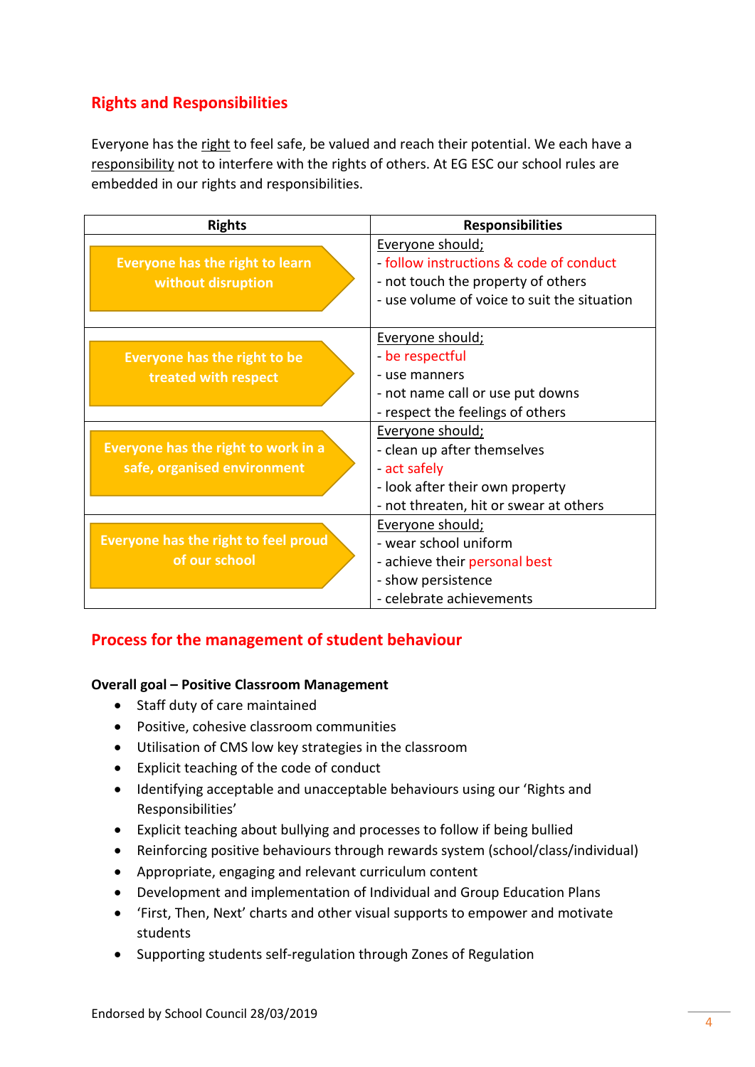## Rights and Responsibilities

Everyone has the right to feel safe, be valued and reach their potential. We each have a responsibility not to interfere with the rights of others. At EG ESC our school rules are embedded in our rights and responsibilities.

| Rights | Responsibilities |
|---|---|
| **Everyone has the right to learn without disruption** | Everyone should;<br>- follow instructions & code of conduct<br>- not touch the property of others<br>- use volume of voice to suit the situation |
| **Everyone has the right to be treated with respect** | Everyone should;<br>- be respectful<br>- use manners<br>- not name call or use put downs<br>- respect the feelings of others |
| **Everyone has the right to work in a safe, organised environment** | Everyone should;<br>- clean up after themselves<br>- act safely<br>- look after their own property<br>- not threaten, hit or swear at others |
| **Everyone has the right to feel proud of our school** | Everyone should;<br>- wear school uniform<br>- achieve their personal best<br>- show persistence<br>- celebrate achievements |

## Process for the management of student behaviour

**Overall goal – Positive Classroom Management**

- Staff duty of care maintained
- Positive, cohesive classroom communities
- Utilisation of CMS low key strategies in the classroom
- Explicit teaching of the code of conduct
- Identifying acceptable and unacceptable behaviours using our 'Rights and Responsibilities'
- Explicit teaching about bullying and processes to follow if being bullied
- Reinforcing positive behaviours through rewards system (school/class/individual)
- Appropriate, engaging and relevant curriculum content
- Development and implementation of Individual and Group Education Plans
- 'First, Then, Next' charts and other visual supports to empower and motivate students
- Supporting students self-regulation through Zones of Regulation

Endorsed by School Council 28/03/2019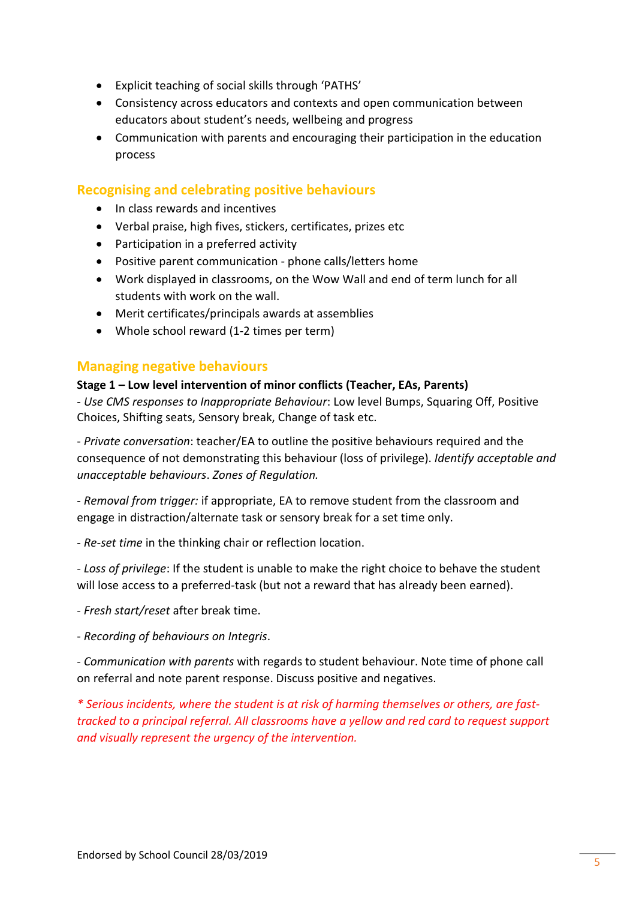- Explicit teaching of social skills through 'PATHS'
- Consistency across educators and contexts and open communication between educators about student's needs, wellbeing and progress
- Communication with parents and encouraging their participation in the education process

## Recognising and celebrating positive behaviours

- In class rewards and incentives
- Verbal praise, high fives, stickers, certificates, prizes etc
- Participation in a preferred activity
- Positive parent communication - phone calls/letters home
- Work displayed in classrooms, on the Wow Wall and end of term lunch for all students with work on the wall.
- Merit certificates/principals awards at assemblies
- Whole school reward (1-2 times per term)

## Managing negative behaviours

**Stage 1 – Low level intervention of minor conflicts (Teacher, EAs, Parents)**

- *Use CMS responses to Inappropriate Behaviour*: Low level Bumps, Squaring Off, Positive Choices, Shifting seats, Sensory break, Change of task etc.

- *Private conversation*: teacher/EA to outline the positive behaviours required and the consequence of not demonstrating this behaviour (loss of privilege). *Identify acceptable and unacceptable behaviours*. *Zones of Regulation.*

- *Removal from trigger:* if appropriate, EA to remove student from the classroom and engage in distraction/alternate task or sensory break for a set time only.

- *Re-set time* in the thinking chair or reflection location.

- *Loss of privilege*: If the student is unable to make the right choice to behave the student will lose access to a preferred-task (but not a reward that has already been earned).

- *Fresh start/reset* after break time.

- *Recording of behaviours on Integris*.

- *Communication with parents* with regards to student behaviour. Note time of phone call on referral and note parent response. Discuss positive and negatives.

*\* Serious incidents, where the student is at risk of harming themselves or others, are fast-tracked to a principal referral. All classrooms have a yellow and red card to request support and visually represent the urgency of the intervention.*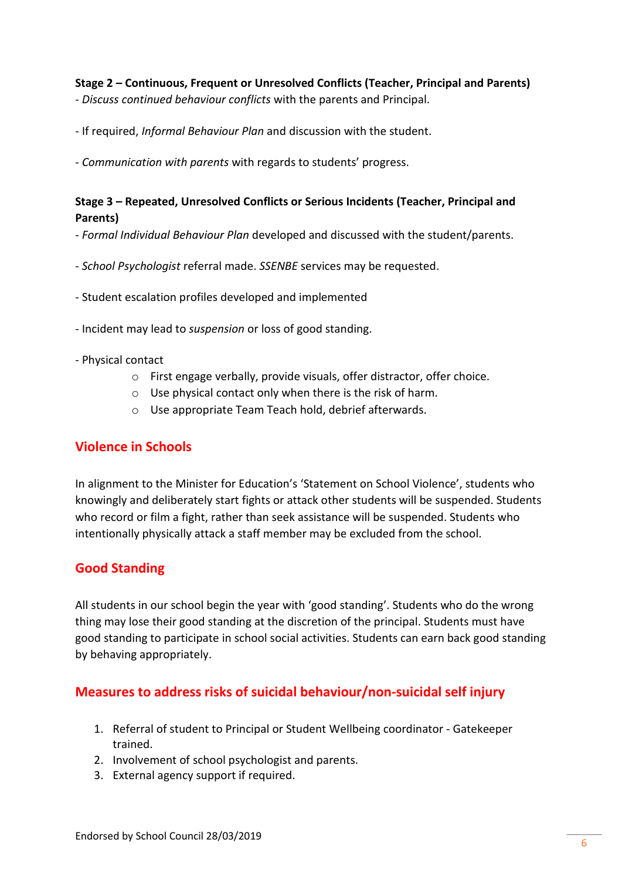**Stage 2 – Continuous, Frequent or Unresolved Conflicts (Teacher, Principal and Parents)**

- *Discuss continued behaviour conflicts* with the parents and Principal.

- If required, *Informal Behaviour Plan* and discussion with the student.

- *Communication with parents* with regards to students' progress.

**Stage 3 – Repeated, Unresolved Conflicts or Serious Incidents (Teacher, Principal and Parents)**

- *Formal Individual Behaviour Plan* developed and discussed with the student/parents.

- *School Psychologist* referral made. *SSENBE* services may be requested.

- Student escalation profiles developed and implemented

- Incident may lead to *suspension* or loss of good standing.

- Physical contact
    - First engage verbally, provide visuals, offer distractor, offer choice.
    - Use physical contact only when there is the risk of harm.
    - Use appropriate Team Teach hold, debrief afterwards.

## Violence in Schools

In alignment to the Minister for Education's 'Statement on School Violence', students who knowingly and deliberately start fights or attack other students will be suspended. Students who record or film a fight, rather than seek assistance will be suspended. Students who intentionally physically attack a staff member may be excluded from the school.

## Good Standing

All students in our school begin the year with 'good standing'. Students who do the wrong thing may lose their good standing at the discretion of the principal. Students must have good standing to participate in school social activities. Students can earn back good standing by behaving appropriately.

## Measures to address risks of suicidal behaviour/non-suicidal self injury

1. Referral of student to Principal or Student Wellbeing coordinator - Gatekeeper trained.
2. Involvement of school psychologist and parents.
3. External agency support if required.

Endorsed by School Council 28/03/2019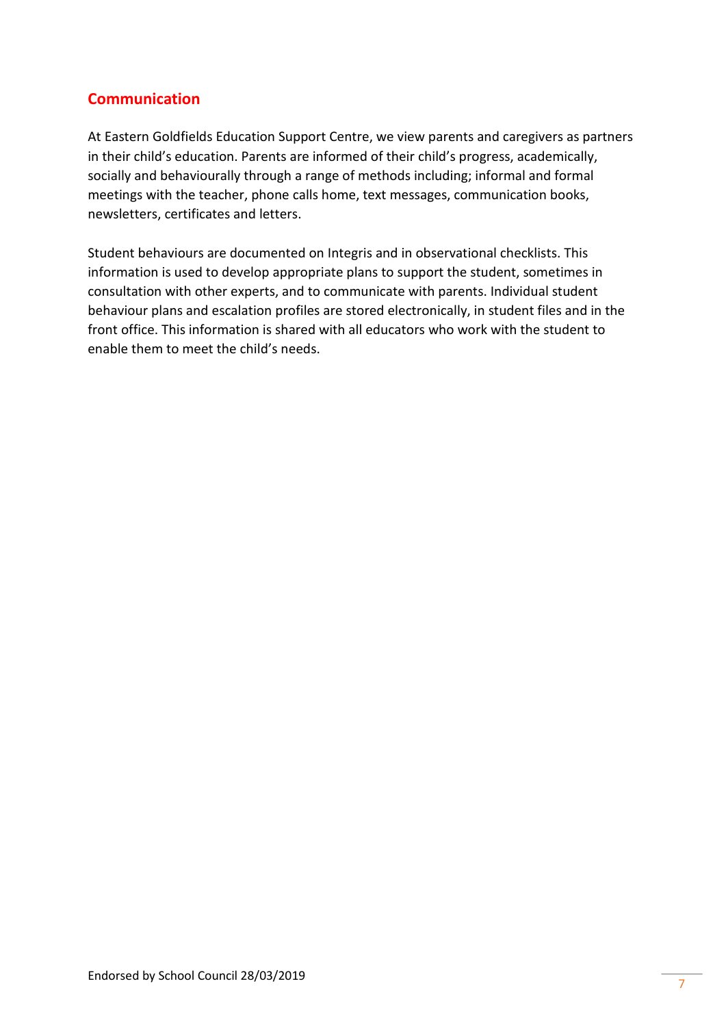## Communication

At Eastern Goldfields Education Support Centre, we view parents and caregivers as partners in their child's education. Parents are informed of their child's progress, academically, socially and behaviourally through a range of methods including; informal and formal meetings with the teacher, phone calls home, text messages, communication books, newsletters, certificates and letters.

Student behaviours are documented on Integris and in observational checklists. This information is used to develop appropriate plans to support the student, sometimes in consultation with other experts, and to communicate with parents. Individual student behaviour plans and escalation profiles are stored electronically, in student files and in the front office. This information is shared with all educators who work with the student to enable them to meet the child's needs.

Endorsed by School Council 28/03/2019